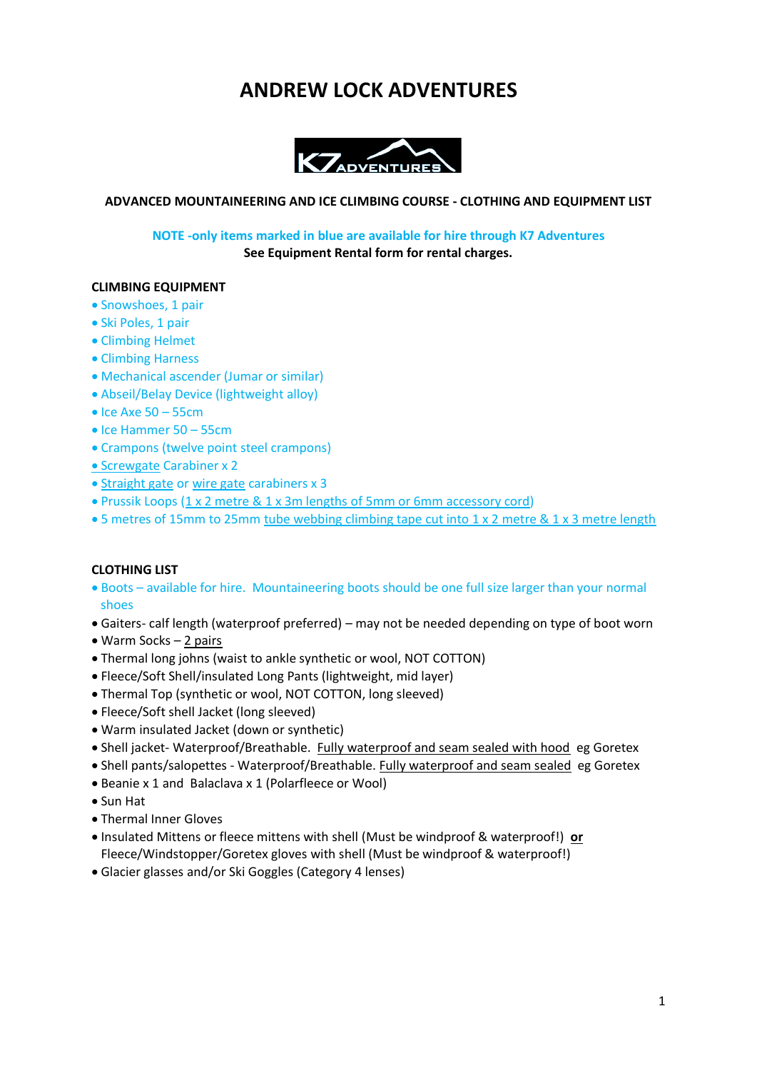# ANDREW LOCK ADVENTURES

### ADVANCED MOUNTAINEERING AND ICE CLIMBING COURSE - CLOTHING AND EQUIPMENT LIST

**NOTE -only items marked in blue are available for hire through K7 Adventures**
**See Equipment Rental form for rental charges.**

**CLIMBING EQUIPMENT**

- Snowshoes, 1 pair
- Ski Poles, 1 pair
- Climbing Helmet
- Climbing Harness
- Mechanical ascender (Jumar or similar)
- Abseil/Belay Device (lightweight alloy)
- Ice Axe 50 – 55cm
- Ice Hammer 50 – 55cm
- Crampons (twelve point steel crampons)
- Screwgate Carabiner x 2
- Straight gate or wire gate carabiners x 3
- Prussik Loops (1 x 2 metre & 1 x 3m lengths of 5mm or 6mm accessory cord)
- 5 metres of 15mm to 25mm tube webbing climbing tape cut into 1 x 2 metre & 1 x 3 metre length

**CLOTHING LIST**

- Boots – available for hire. Mountaineering boots should be one full size larger than your normal shoes
- Gaiters- calf length (waterproof preferred) – may not be needed depending on type of boot worn
- Warm Socks – 2 pairs
- Thermal long johns (waist to ankle synthetic or wool, NOT COTTON)
- Fleece/Soft Shell/insulated Long Pants (lightweight, mid layer)
- Thermal Top (synthetic or wool, NOT COTTON, long sleeved)
- Fleece/Soft shell Jacket (long sleeved)
- Warm insulated Jacket (down or synthetic)
- Shell jacket- Waterproof/Breathable. Fully waterproof and seam sealed with hood eg Goretex
- Shell pants/salopettes - Waterproof/Breathable. Fully waterproof and seam sealed eg Goretex
- Beanie x 1 and Balaclava x 1 (Polarfleece or Wool)
- Sun Hat
- Thermal Inner Gloves
- Insulated Mittens or fleece mittens with shell (Must be windproof & waterproof!) **or** Fleece/Windstopper/Goretex gloves with shell (Must be windproof & waterproof!)
- Glacier glasses and/or Ski Goggles (Category 4 lenses)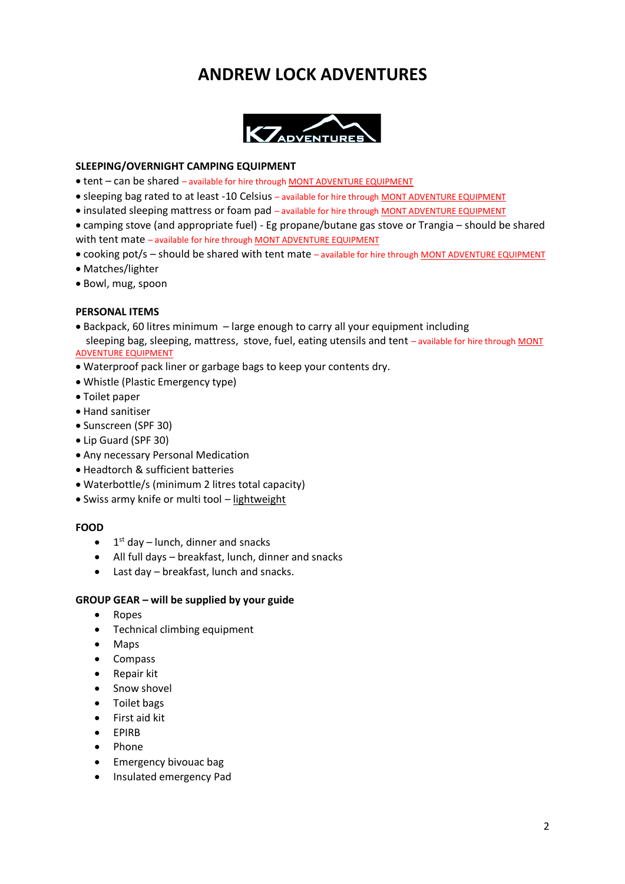# ANDREW LOCK ADVENTURES

## SLEEPING/OVERNIGHT CAMPING EQUIPMENT

- tent – can be shared – available for hire through MONT ADVENTURE EQUIPMENT
- sleeping bag rated to at least -10 Celsius – available for hire through MONT ADVENTURE EQUIPMENT
- insulated sleeping mattress or foam pad – available for hire through MONT ADVENTURE EQUIPMENT
- camping stove (and appropriate fuel) - Eg propane/butane gas stove or Trangia – should be shared with tent mate – available for hire through MONT ADVENTURE EQUIPMENT
- cooking pot/s – should be shared with tent mate – available for hire through MONT ADVENTURE EQUIPMENT
- Matches/lighter
- Bowl, mug, spoon

## PERSONAL ITEMS

- Backpack, 60 litres minimum – large enough to carry all your equipment including sleeping bag, sleeping, mattress, stove, fuel, eating utensils and tent – available for hire through MONT ADVENTURE EQUIPMENT
- Waterproof pack liner or garbage bags to keep your contents dry.
- Whistle (Plastic Emergency type)
- Toilet paper
- Hand sanitiser
- Sunscreen (SPF 30)
- Lip Guard (SPF 30)
- Any necessary Personal Medication
- Headtorch & sufficient batteries
- Waterbottle/s (minimum 2 litres total capacity)
- Swiss army knife or multi tool – lightweight

## FOOD

- 1st day – lunch, dinner and snacks
- All full days – breakfast, lunch, dinner and snacks
- Last day – breakfast, lunch and snacks.

## GROUP GEAR – will be supplied by your guide

- Ropes
- Technical climbing equipment
- Maps
- Compass
- Repair kit
- Snow shovel
- Toilet bags
- First aid kit
- EPIRB
- Phone
- Emergency bivouac bag
- Insulated emergency Pad